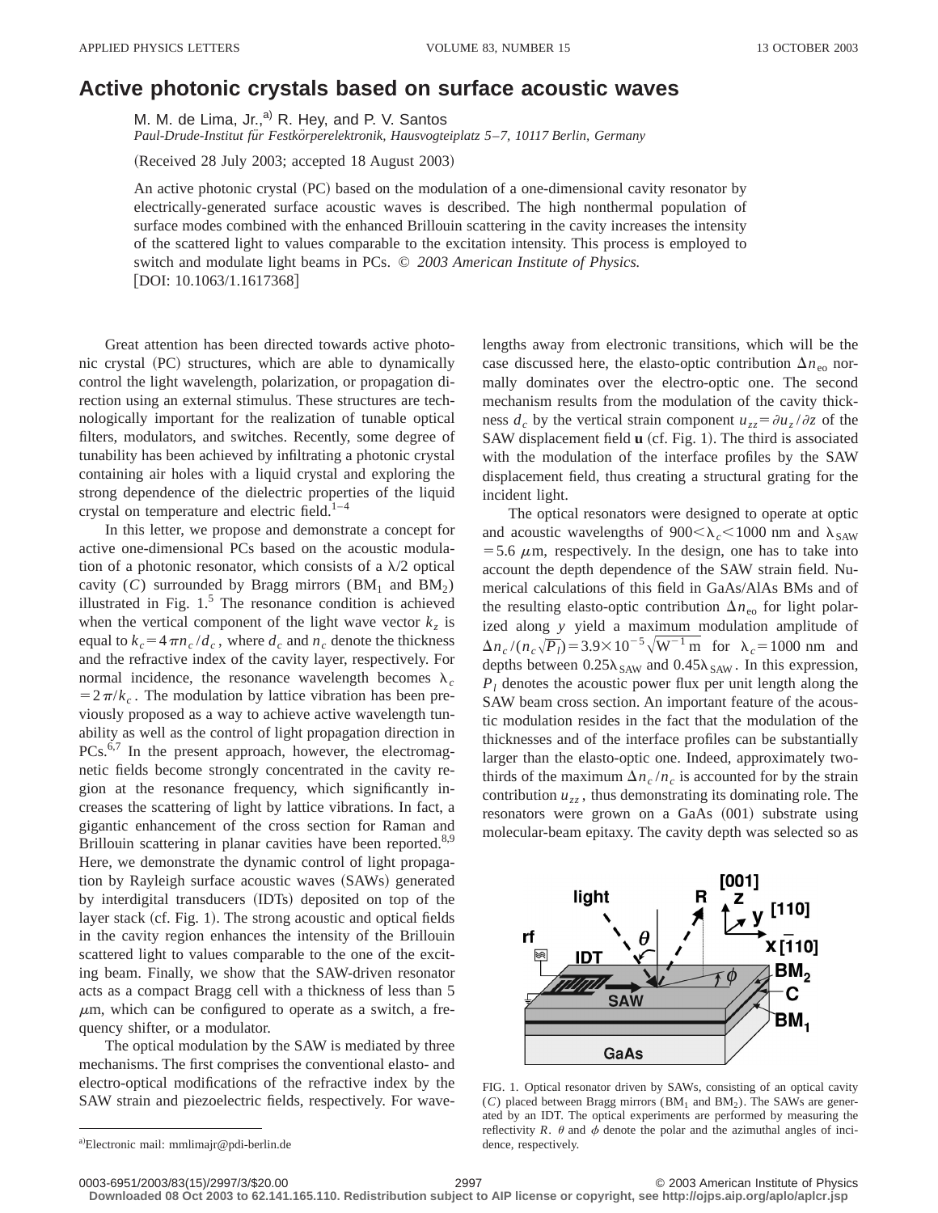# Active photonic crystals based on surface acoustic waves

M. M. de Lima, Jr.,[a] R. Hey, and P. V. Santos

*Paul-Drude-Institut für Festkörperelektronik, Hausvogteiplatz 5–7, 10117 Berlin, Germany*

(Received 28 July 2003; accepted 18 August 2003)

An active photonic crystal (PC) based on the modulation of a one-dimensional cavity resonator by electrically-generated surface acoustic waves is described. The high nonthermal population of surface modes combined with the enhanced Brillouin scattering in the cavity increases the intensity of the scattered light to values comparable to the excitation intensity. This process is employed to switch and modulate light beams in PCs. © *2003 American Institute of Physics.* [DOI: 10.1063/1.1617368]

Great attention has been directed towards active photonic crystal (PC) structures, which are able to dynamically control the light wavelength, polarization, or propagation direction using an external stimulus. These structures are technologically important for the realization of tunable optical filters, modulators, and switches. Recently, some degree of tunability has been achieved by infiltrating a photonic crystal containing air holes with a liquid crystal and exploring the strong dependence of the dielectric properties of the liquid crystal on temperature and electric field.[1–4]

In this letter, we propose and demonstrate a concept for active one-dimensional PCs based on the acoustic modulation of a photonic resonator, which consists of a $\lambda/2$ optical cavity ($C$) surrounded by Bragg mirrors ($BM_1$ and $BM_2$) illustrated in Fig. 1.[5] The resonance condition is achieved when the vertical component of the light wave vector $k_z$ is equal to $k_c = 4\pi n_c/d_c$, where $d_c$ and $n_c$ denote the thickness and the refractive index of the cavity layer, respectively. For normal incidence, the resonance wavelength becomes $\lambda_c = 2\pi/k_c$. The modulation by lattice vibration has been previously proposed as a way to achieve active wavelength tunability as well as the control of light propagation direction in PCs.[6,7] In the present approach, however, the electromagnetic fields become strongly concentrated in the cavity region at the resonance frequency, which significantly increases the scattering of light by lattice vibrations. In fact, a gigantic enhancement of the cross section for Raman and Brillouin scattering in planar cavities have been reported.[8,9] Here, we demonstrate the dynamic control of light propagation by Rayleigh surface acoustic waves (SAWs) generated by interdigital transducers (IDTs) deposited on top of the layer stack (cf. Fig. 1). The strong acoustic and optical fields in the cavity region enhances the intensity of the Brillouin scattered light to values comparable to the one of the exciting beam. Finally, we show that the SAW-driven resonator acts as a compact Bragg cell with a thickness of less than 5 $\mu$m, which can be configured to operate as a switch, a frequency shifter, or a modulator.

The optical modulation by the SAW is mediated by three mechanisms. The first comprises the conventional elasto- and electro-optical modifications of the refractive index by the SAW strain and piezoelectric fields, respectively. For wavelengths away from electronic transitions, which will be the case discussed here, the elasto-optic contribution $\Delta n_{eo}$ normally dominates over the electro-optic one. The second mechanism results from the modulation of the cavity thickness $d_c$ by the vertical strain component $u_{zz} = \partial u_z/\partial z$ of the SAW displacement field $\mathbf{u}$ (cf. Fig. 1). The third is associated with the modulation of the interface profiles by the SAW displacement field, thus creating a structural grating for the incident light.

The optical resonators were designed to operate at optic and acoustic wavelengths of $900 < \lambda_c < 1000$ nm and $\lambda_{SAW} = 5.6$ $\mu$m, respectively. In the design, one has to take into account the depth dependence of the SAW strain field. Numerical calculations of this field in GaAs/AlAs BMs and of the resulting elasto-optic contribution $\Delta n_{eo}$ for light polarized along $y$ yield a maximum modulation amplitude of $\Delta n_c/(n_c\sqrt{P_l}) = 3.9\times 10^{-5}\sqrt{\mathrm{W}^{-1}\,\mathrm{m}}$ for $\lambda_c = 1000$ nm and depths between $0.25\lambda_{SAW}$ and $0.45\lambda_{SAW}$. In this expression, $P_l$ denotes the acoustic power flux per unit length along the SAW beam cross section. An important feature of the acoustic modulation resides in the fact that the modulation of the thicknesses and of the interface profiles can be substantially larger than the elasto-optic one. Indeed, approximately two-thirds of the maximum $\Delta n_c/n_c$ is accounted for by the strain contribution $u_{zz}$, thus demonstrating its dominating role. The resonators were grown on a GaAs (001) substrate using molecular-beam epitaxy. The cavity depth was selected so as

FIG. 1. Optical resonator driven by SAWs, consisting of an optical cavity ($C$) placed between Bragg mirrors ($BM_1$ and $BM_2$). The SAWs are generated by an IDT. The optical experiments are performed by measuring the reflectivity $R$. $\theta$ and $\phi$ denote the polar and the azimuthal angles of incidence, respectively.

[a]Electronic mail: mmlimajr@pdi-berlin.de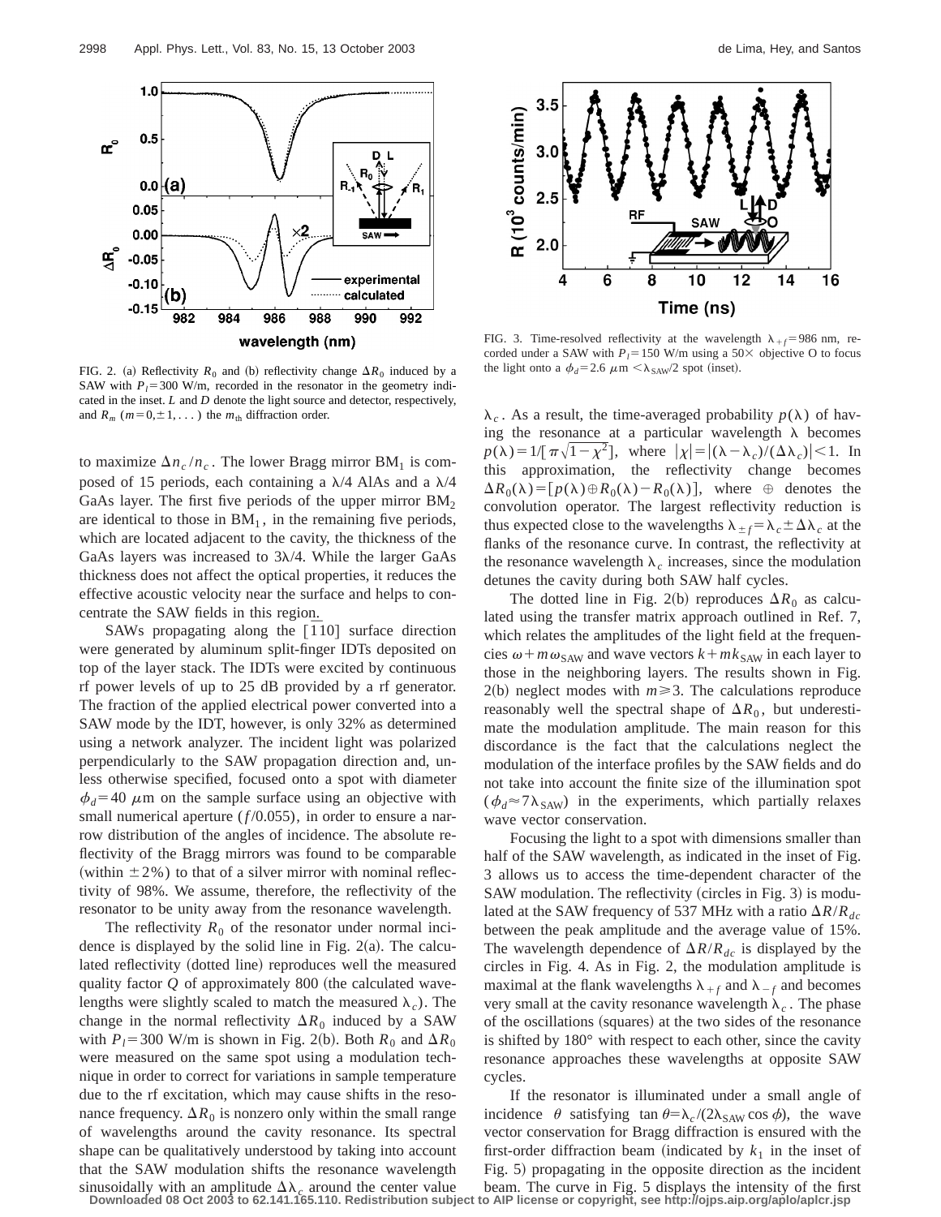FIG. 2. (a) Reflectivity $R_0$ and (b) reflectivity change $\Delta R_0$ induced by a SAW with $P_l=300$ W/m, recorded in the resonator in the geometry indicated in the inset. $L$ and $D$ denote the light source and detector, respectively, and $R_m$ ($m=0,\pm 1,\dots$) the $m_{\rm th}$ diffraction order.

FIG. 3. Time-resolved reflectivity at the wavelength $\lambda_{+f}=986$ nm, recorded under a SAW with $P_l=150$ W/m using a 50× objective O to focus the light onto a $\phi_d=2.6\ \mu$m $<\lambda_{\rm SAW}/2$ spot (inset).

to maximize $\Delta n_c/n_c$. The lower Bragg mirror $BM_1$ is composed of 15 periods, each containing a $\lambda/4$ AlAs and a $\lambda/4$ GaAs layer. The first five periods of the upper mirror $BM_2$ are identical to those in $BM_1$, in the remaining five periods, which are located adjacent to the cavity, the thickness of the GaAs layers was increased to $3\lambda/4$. While the larger GaAs thickness does not affect the optical properties, it reduces the effective acoustic velocity near the surface and helps to concentrate the SAW fields in this region.

SAWs propagating along the $[\bar{1}10]$ surface direction were generated by aluminum split-finger IDTs deposited on top of the layer stack. The IDTs were excited by continuous rf power levels of up to 25 dB provided by a rf generator. The fraction of the applied electrical power converted into a SAW mode by the IDT, however, is only 32% as determined using a network analyzer. The incident light was polarized perpendicularly to the SAW propagation direction and, unless otherwise specified, focused onto a spot with diameter $\phi_d=40\ \mu$m on the sample surface using an objective with small numerical aperture ($f/0.055$), in order to ensure a narrow distribution of the angles of incidence. The absolute reflectivity of the Bragg mirrors was found to be comparable (within $\pm 2\%$) to that of a silver mirror with nominal reflectivity of 98%. We assume, therefore, the reflectivity of the resonator to be unity away from the resonance wavelength.

The reflectivity $R_0$ of the resonator under normal incidence is displayed by the solid line in Fig. 2(a). The calculated reflectivity (dotted line) reproduces well the measured quality factor $Q$ of approximately 800 (the calculated wavelengths were slightly scaled to match the measured $\lambda_c$). The change in the normal reflectivity $\Delta R_0$ induced by a SAW with $P_l=300$ W/m is shown in Fig. 2(b). Both $R_0$ and $\Delta R_0$ were measured on the same spot using a modulation technique in order to correct for variations in sample temperature due to the rf excitation, which may cause shifts in the resonance frequency. $\Delta R_0$ is nonzero only within the small range of wavelengths around the cavity resonance. Its spectral shape can be qualitatively understood by taking into account that the SAW modulation shifts the resonance wavelength sinusoidally with an amplitude $\Delta\lambda_c$ around the center value $\lambda_c$. As a result, the time-averaged probability $p(\lambda)$ of having the resonance at a particular wavelength $\lambda$ becomes $p(\lambda)=1/[\pi\sqrt{1-\chi^2}]$, where $|\chi|=|(\lambda-\lambda_c)/(\Delta\lambda_c)|<1$. In this approximation, the reflectivity change becomes $\Delta R_0(\lambda)=[p(\lambda)\oplus R_0(\lambda)-R_0(\lambda)]$, where $\oplus$ denotes the convolution operator. The largest reflectivity reduction is thus expected close to the wavelengths $\lambda_{\pm f}=\lambda_c\pm\Delta\lambda_c$ at the flanks of the resonance curve. In contrast, the reflectivity at the resonance wavelength $\lambda_c$ increases, since the modulation detunes the cavity during both SAW half cycles.

The dotted line in Fig. 2(b) reproduces $\Delta R_0$ as calculated using the transfer matrix approach outlined in Ref. 7, which relates the amplitudes of the light field at the frequencies $\omega+m\omega_{\rm SAW}$ and wave vectors $k+mk_{\rm SAW}$ in each layer to those in the neighboring layers. The results shown in Fig. 2(b) neglect modes with $m\geq 3$. The calculations reproduce reasonably well the spectral shape of $\Delta R_0$, but underestimate the modulation amplitude. The main reason for this discordance is the fact that the calculations neglect the modulation of the interface profiles by the SAW fields and do not take into account the finite size of the illumination spot ($\phi_d\approx 7\lambda_{\rm SAW}$) in the experiments, which partially relaxes wave vector conservation.

Focusing the light to a spot with dimensions smaller than half of the SAW wavelength, as indicated in the inset of Fig. 3 allows us to access the time-dependent character of the SAW modulation. The reflectivity (circles in Fig. 3) is modulated at the SAW frequency of 537 MHz with a ratio $\Delta R/R_{dc}$ between the peak amplitude and the average value of 15%. The wavelength dependence of $\Delta R/R_{dc}$ is displayed by the circles in Fig. 4. As in Fig. 2, the modulation amplitude is maximal at the flank wavelengths $\lambda_{+f}$ and $\lambda_{-f}$ and becomes very small at the cavity resonance wavelength $\lambda_c$. The phase of the oscillations (squares) at the two sides of the resonance is shifted by 180° with respect to each other, since the cavity resonance approaches these wavelengths at opposite SAW cycles.

If the resonator is illuminated under a small angle of incidence $\theta$ satisfying $\tan\theta=\lambda_c/(2\lambda_{\rm SAW}\cos\phi)$, the wave vector conservation for Bragg diffraction is ensured with the first-order diffraction beam (indicated by $k_1$ in the inset of Fig. 5) propagating in the opposite direction as the incident beam. The curve in Fig. 5 displays the intensity of the first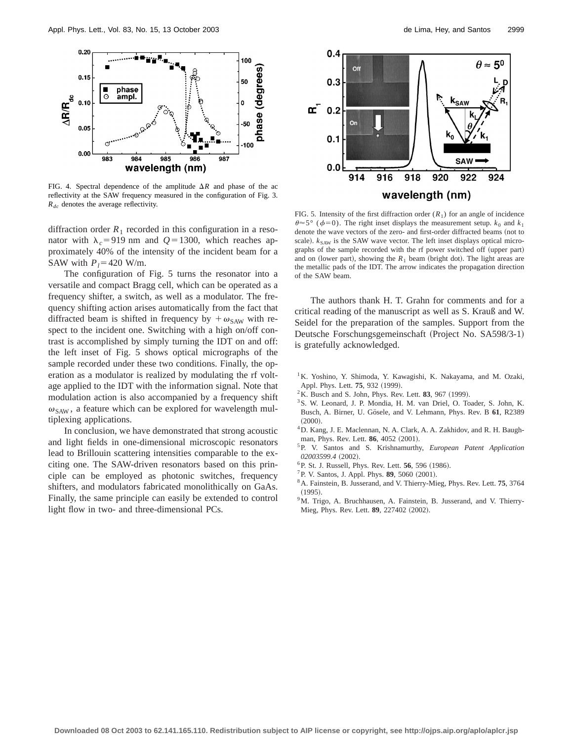0.20
0.15
0.10
0.05
0.00
$\Delta R/R_{dc}$
phase
ampl.
983
984
985
986
987
wavelength (nm)
100
50
0
-50
-100
phase (degrees)

FIG. 4. Spectral dependence of the amplitude $\Delta R$ and phase of the ac reflectivity at the SAW frequency measured in the configuration of Fig. 3. $R_{dc}$ denotes the average reflectivity.

diffraction order $R_1$ recorded in this configuration in a resonator with $\lambda_c = 919$ nm and $Q = 1300$, which reaches approximately 40% of the intensity of the incident beam for a SAW with $P_l = 420$ W/m.

The configuration of Fig. 5 turns the resonator into a versatile and compact Bragg cell, which can be operated as a frequency shifter, a switch, as well as a modulator. The frequency shifting action arises automatically from the fact that diffracted beam is shifted in frequency by $+\omega_{SAW}$ with respect to the incident one. Switching with a high on/off contrast is accomplished by simply turning the IDT on and off: the left inset of Fig. 5 shows optical micrographs of the sample recorded under these two conditions. Finally, the operation as a modulator is realized by modulating the rf voltage applied to the IDT with the information signal. Note that modulation action is also accompanied by a frequency shift $\omega_{SAW}$, a feature which can be explored for wavelength multiplexing applications.

In conclusion, we have demonstrated that strong acoustic and light fields in one-dimensional microscopic resonators lead to Brillouin scattering intensities comparable to the exciting one. The SAW-driven resonators based on this principle can be employed as photonic switches, frequency shifters, and modulators fabricated monolithically on GaAs. Finally, the same principle can easily be extended to control light flow in two- and three-dimensional PCs.

0.4
0.3
0.2
0.1
0.0
$R_1$
Off
On
$\theta \approx 5^0$
$k_{SAW}$
$k_L$
$k_0$
$k_1$
$\theta$
L, D
$R_1$
SAW
914
916
918
920
922
924
wavelength (nm)

FIG. 5. Intensity of the first diffraction order ($R_1$) for an angle of incidence $\theta \approx 5°$ ($\phi = 0$). The right inset displays the measurement setup. $k_0$ and $k_1$ denote the wave vectors of the zero- and first-order diffracted beams (not to scale). $k_{SAW}$ is the SAW wave vector. The left inset displays optical micrographs of the sample recorded with the rf power switched off (upper part) and on (lower part), showing the $R_1$ beam (bright dot). The light areas are the metallic pads of the IDT. The arrow indicates the propagation direction of the SAW beam.

The authors thank H. T. Grahn for comments and for a critical reading of the manuscript as well as S. Krauß and W. Seidel for the preparation of the samples. Support from the Deutsche Forschungsgemeinschaft (Project No. SA598/3-1) is gratefully acknowledged.

[1] K. Yoshino, Y. Shimoda, Y. Kawagishi, K. Nakayama, and M. Ozaki, Appl. Phys. Lett. **75**, 932 (1999).

[2] K. Busch and S. John, Phys. Rev. Lett. **83**, 967 (1999).

[3] S. W. Leonard, J. P. Mondia, H. M. van Driel, O. Toader, S. John, K. Busch, A. Birner, U. Gösele, and V. Lehmann, Phys. Rev. B **61**, R2389 (2000).

[4] D. Kang, J. E. Maclennan, N. A. Clark, A. A. Zakhidov, and R. H. Baughman, Phys. Rev. Lett. **86**, 4052 (2001).

[5] P. V. Santos and S. Krishnamurthy, *European Patent Application 02003599.4* (2002).

[6] P. St. J. Russell, Phys. Rev. Lett. **56**, 596 (1986).

[7] P. V. Santos, J. Appl. Phys. **89**, 5060 (2001).

[8] A. Fainstein, B. Jusserand, and V. Thierry-Mieg, Phys. Rev. Lett. **75**, 3764 (1995).

[9] M. Trigo, A. Bruchhausen, A. Fainstein, B. Jusserand, and V. Thierry-Mieg, Phys. Rev. Lett. **89**, 227402 (2002).